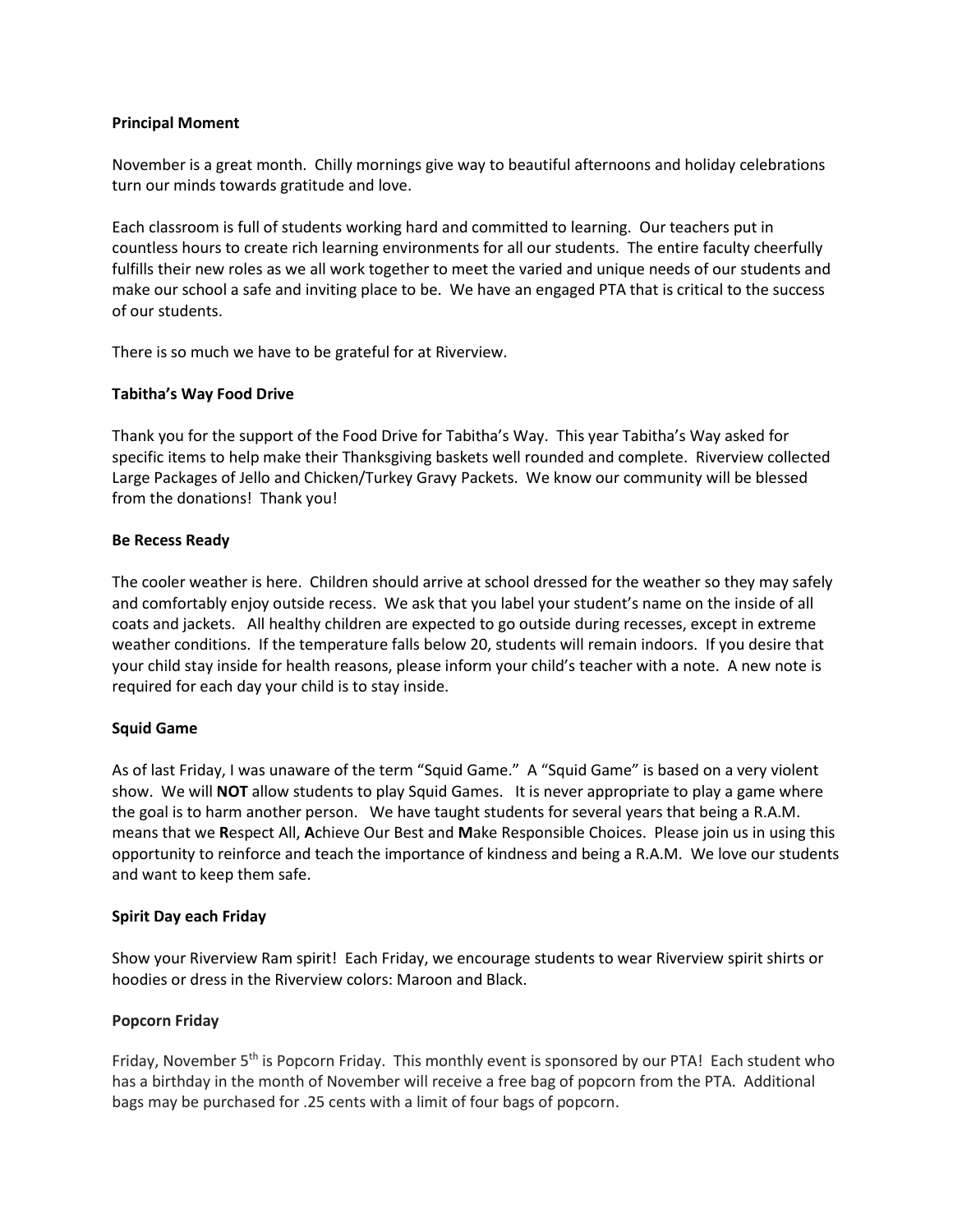**Principal Moment**

November is a great month. Chilly mornings give way to beautiful afternoons and holiday celebrations turn our minds towards gratitude and love.

Each classroom is full of students working hard and committed to learning. Our teachers put in countless hours to create rich learning environments for all our students. The entire faculty cheerfully fulfills their new roles as we all work together to meet the varied and unique needs of our students and make our school a safe and inviting place to be. We have an engaged PTA that is critical to the success of our students.

There is so much we have to be grateful for at Riverview.

**Tabitha's Way Food Drive**

Thank you for the support of the Food Drive for Tabitha's Way. This year Tabitha's Way asked for specific items to help make their Thanksgiving baskets well rounded and complete. Riverview collected Large Packages of Jello and Chicken/Turkey Gravy Packets. We know our community will be blessed from the donations! Thank you!

**Be Recess Ready**

The cooler weather is here. Children should arrive at school dressed for the weather so they may safely and comfortably enjoy outside recess. We ask that you label your student's name on the inside of all coats and jackets. All healthy children are expected to go outside during recesses, except in extreme weather conditions. If the temperature falls below 20, students will remain indoors. If you desire that your child stay inside for health reasons, please inform your child's teacher with a note. A new note is required for each day your child is to stay inside.

**Squid Game**

As of last Friday, I was unaware of the term "Squid Game." A "Squid Game" is based on a very violent show. We will **NOT** allow students to play Squid Games. It is never appropriate to play a game where the goal is to harm another person. We have taught students for several years that being a R.A.M. means that we **R**espect All, **A**chieve Our Best and **M**ake Responsible Choices. Please join us in using this opportunity to reinforce and teach the importance of kindness and being a R.A.M. We love our students and want to keep them safe.

**Spirit Day each Friday**

Show your Riverview Ram spirit! Each Friday, we encourage students to wear Riverview spirit shirts or hoodies or dress in the Riverview colors: Maroon and Black.

**Popcorn Friday**

Friday, November 5th is Popcorn Friday. This monthly event is sponsored by our PTA! Each student who has a birthday in the month of November will receive a free bag of popcorn from the PTA. Additional bags may be purchased for .25 cents with a limit of four bags of popcorn.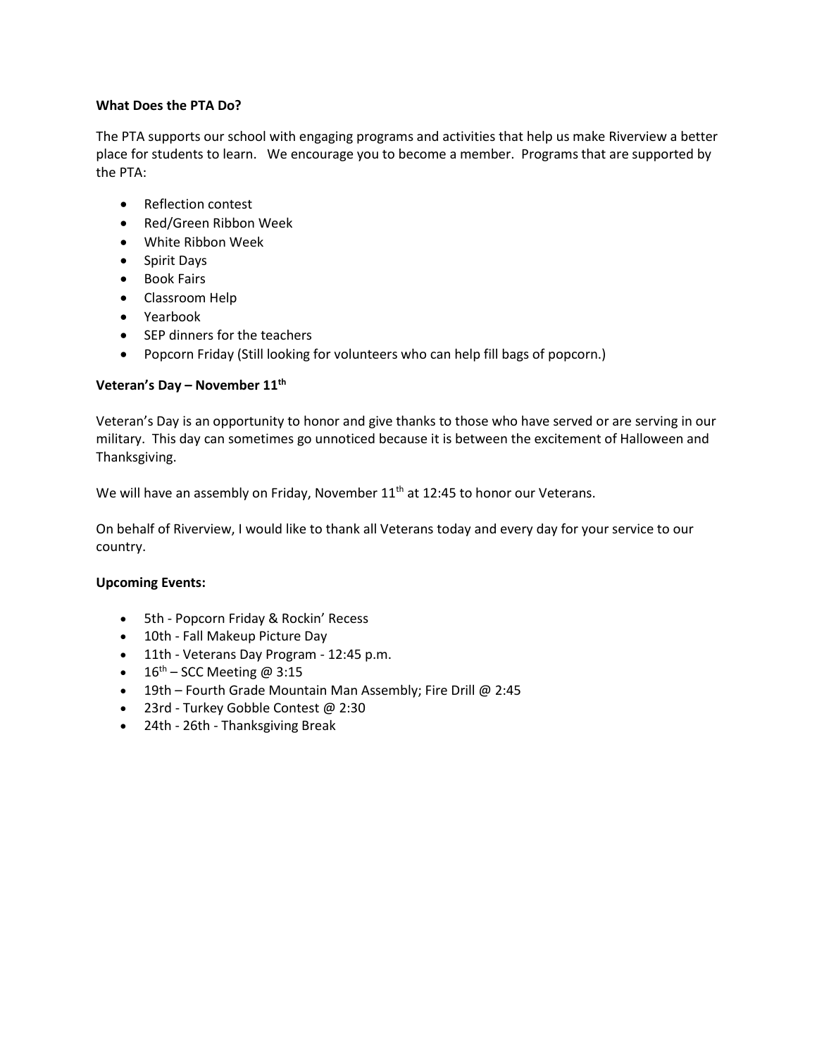**What Does the PTA Do?**

The PTA supports our school with engaging programs and activities that help us make Riverview a better place for students to learn. We encourage you to become a member. Programs that are supported by the PTA:

- Reflection contest
- Red/Green Ribbon Week
- White Ribbon Week
- Spirit Days
- Book Fairs
- Classroom Help
- Yearbook
- SEP dinners for the teachers
- Popcorn Friday (Still looking for volunteers who can help fill bags of popcorn.)

**Veteran's Day – November 11th**

Veteran's Day is an opportunity to honor and give thanks to those who have served or are serving in our military. This day can sometimes go unnoticed because it is between the excitement of Halloween and Thanksgiving.

We will have an assembly on Friday, November 11th at 12:45 to honor our Veterans.

On behalf of Riverview, I would like to thank all Veterans today and every day for your service to our country.

**Upcoming Events:**

- 5th - Popcorn Friday & Rockin' Recess
- 10th - Fall Makeup Picture Day
- 11th - Veterans Day Program - 12:45 p.m.
- 16th – SCC Meeting @ 3:15
- 19th – Fourth Grade Mountain Man Assembly; Fire Drill @ 2:45
- 23rd - Turkey Gobble Contest @ 2:30
- 24th - 26th - Thanksgiving Break